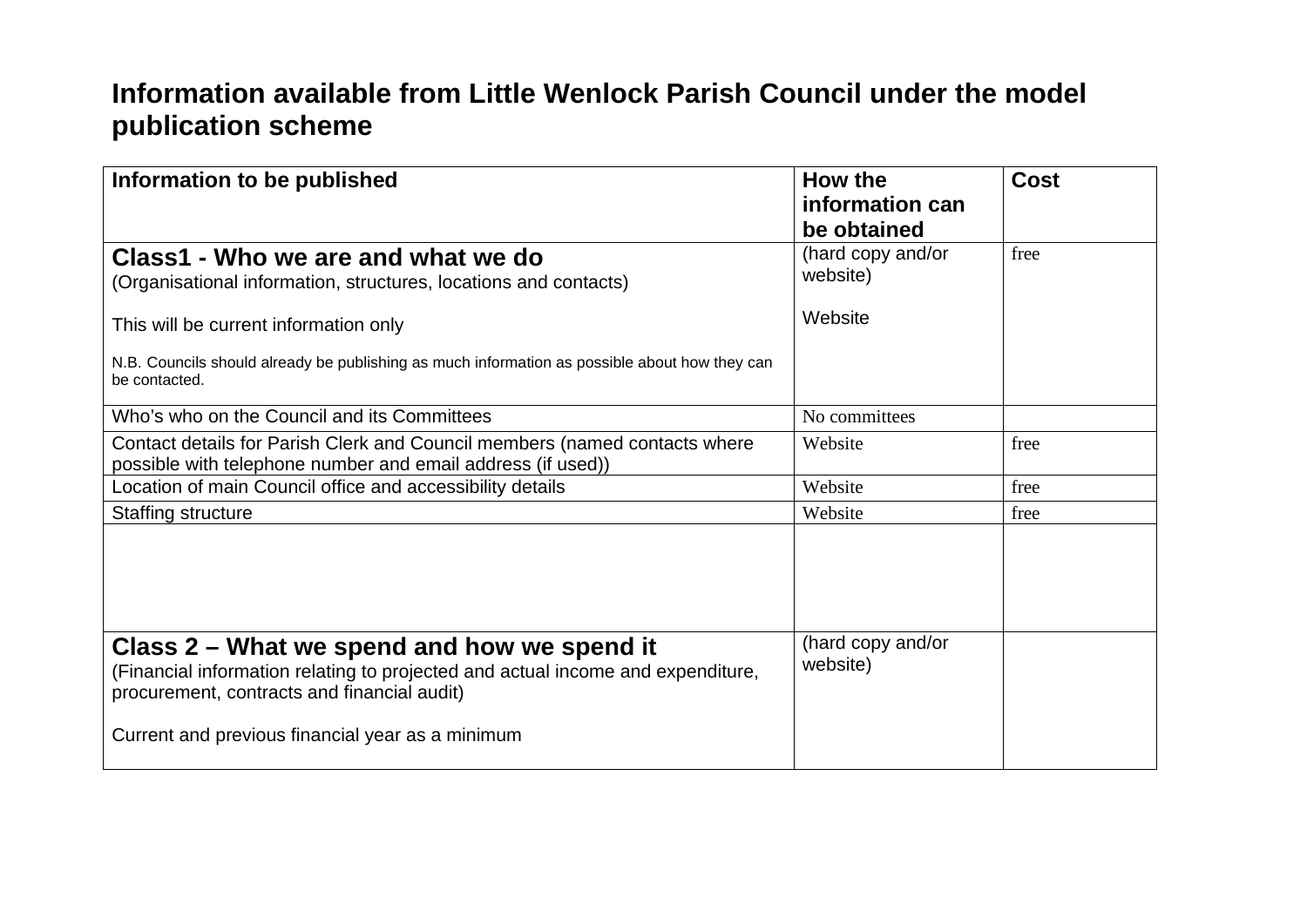# Information available from Little Wenlock Parish Council under the model publication scheme

| Information to be published | How the information can be obtained | Cost |
|---|---|---|
| **Class1 - Who we are and what we do**<br>(Organisational information, structures, locations and contacts)<br><br>This will be current information only<br><br>N.B. Councils should already be publishing as much information as possible about how they can be contacted. | (hard copy and/or website)<br><br>Website | free |
| Who's who on the Council and its Committees | No committees | |
| Contact details for Parish Clerk and Council members (named contacts where possible with telephone number and email address (if used)) | Website | free |
| Location of main Council office and accessibility details | Website | free |
| Staffing structure | Website | free |
| | | |
| **Class 2 – What we spend and how we spend it**<br>(Financial information relating to projected and actual income and expenditure, procurement, contracts and financial audit)<br><br>Current and previous financial year as a minimum | (hard copy and/or website) | |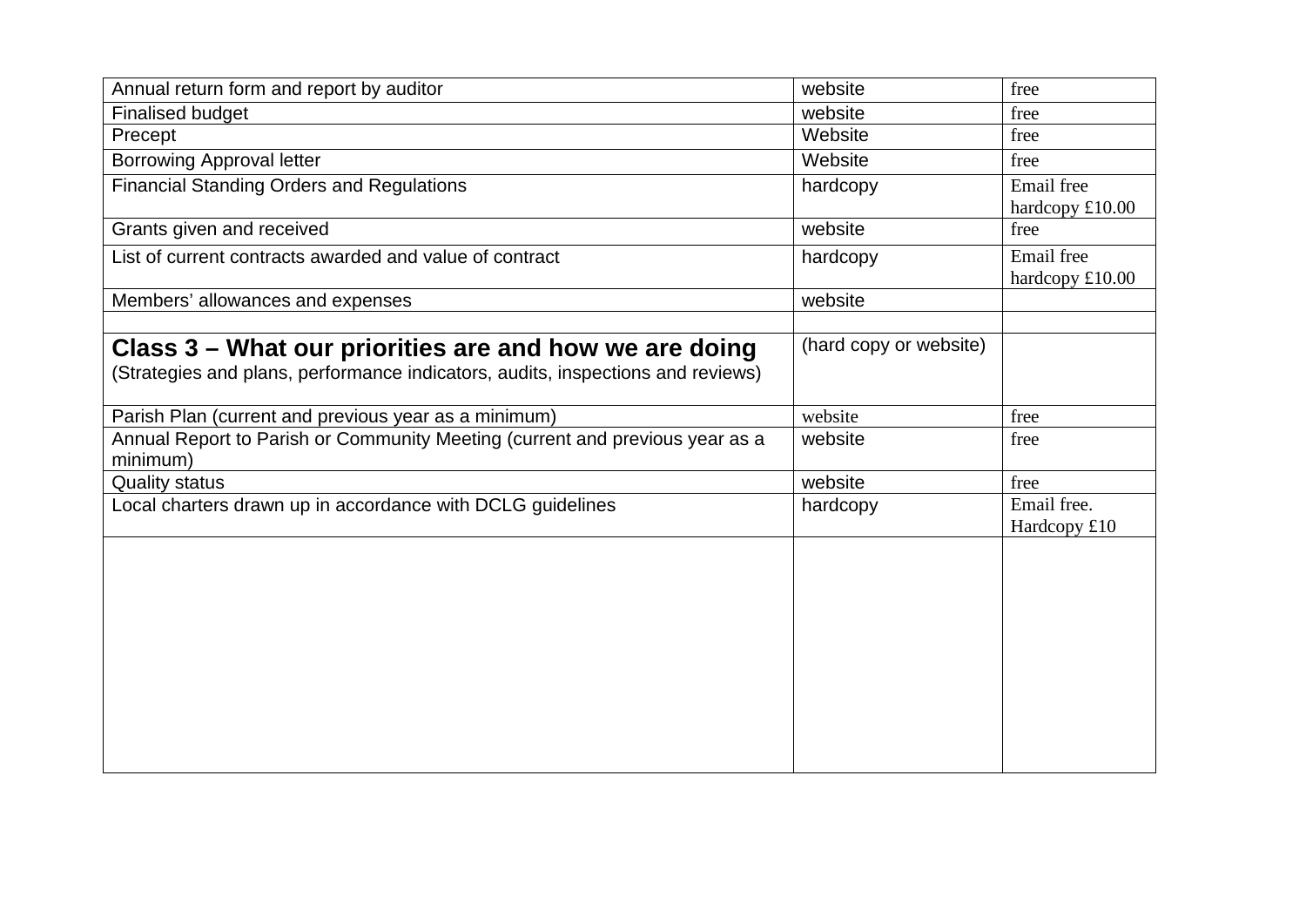| | | |
|---|---|---|
| Annual return form and report by auditor | website | free |
| Finalised budget | website | free |
| Precept | Website | free |
| Borrowing Approval letter | Website | free |
| Financial Standing Orders and Regulations | hardcopy | Email free hardcopy £10.00 |
| Grants given and received | website | free |
| List of current contracts awarded and value of contract | hardcopy | Email free hardcopy £10.00 |
| Members' allowances and expenses | website | |
| | | |
| **Class 3 – What our priorities are and how we are doing** (Strategies and plans, performance indicators, audits, inspections and reviews) | (hard copy or website) | |
| Parish Plan (current and previous year as a minimum) | website | free |
| Annual Report to Parish or Community Meeting (current and previous year as a minimum) | website | free |
| Quality status | website | free |
| Local charters drawn up in accordance with DCLG guidelines | hardcopy | Email free. Hardcopy £10 |
| | | |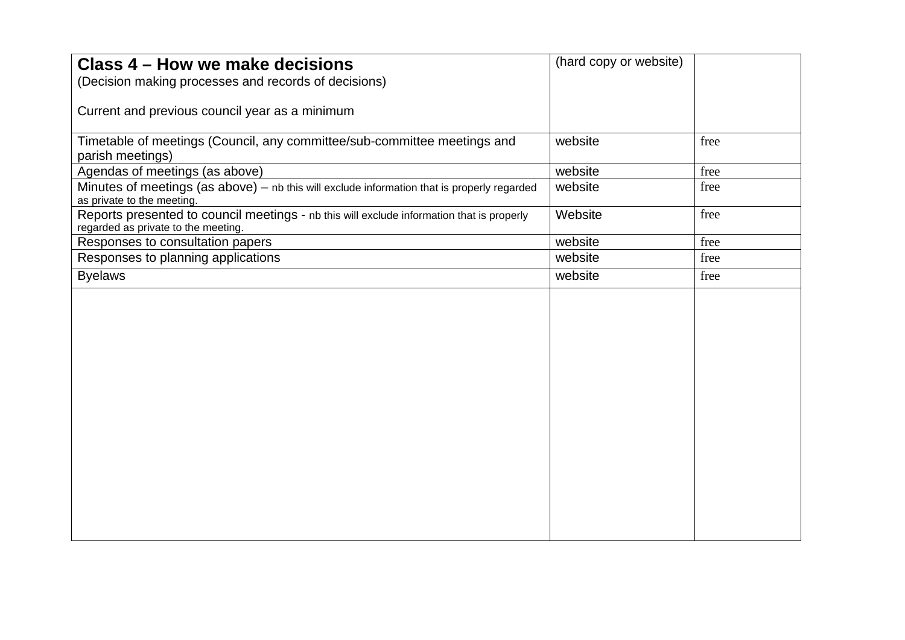| **Class 4 – How we make decisions**<br>(Decision making processes and records of decisions)<br><br>Current and previous council year as a minimum | (hard copy or website) | |
|---|---|---|
| Timetable of meetings (Council, any committee/sub-committee meetings and parish meetings) | website | free |
| Agendas of meetings (as above) | website | free |
| Minutes of meetings (as above) – nb this will exclude information that is properly regarded as private to the meeting. | website | free |
| Reports presented to council meetings - nb this will exclude information that is properly regarded as private to the meeting. | Website | free |
| Responses to consultation papers | website | free |
| Responses to planning applications | website | free |
| Byelaws | website | free |
| | | |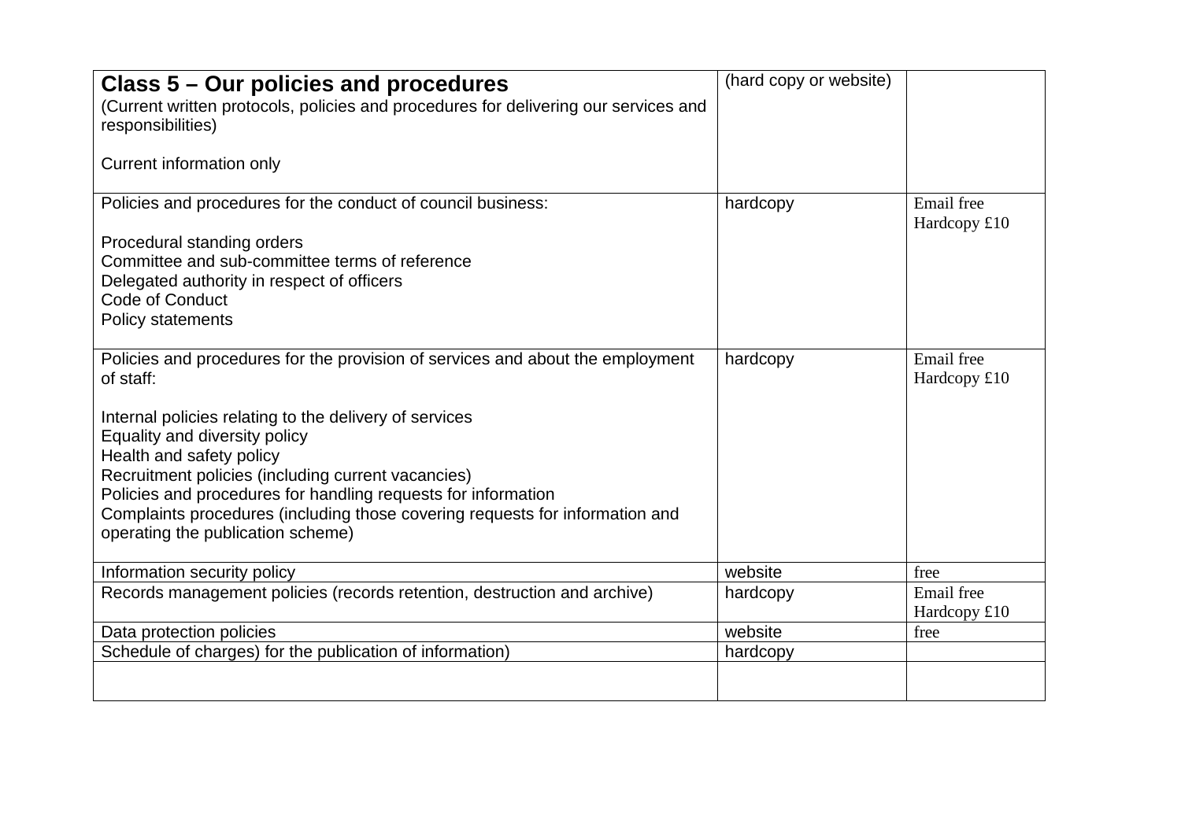| **Class 5 – Our policies and procedures**<br>(Current written protocols, policies and procedures for delivering our services and responsibilities)<br><br>Current information only | (hard copy or website) | |
|---|---|---|
| Policies and procedures for the conduct of council business:<br><br>Procedural standing orders<br>Committee and sub-committee terms of reference<br>Delegated authority in respect of officers<br>Code of Conduct<br>Policy statements | hardcopy | Email free<br>Hardcopy £10 |
| Policies and procedures for the provision of services and about the employment of staff:<br><br>Internal policies relating to the delivery of services<br>Equality and diversity policy<br>Health and safety policy<br>Recruitment policies (including current vacancies)<br>Policies and procedures for handling requests for information<br>Complaints procedures (including those covering requests for information and operating the publication scheme) | hardcopy | Email free<br>Hardcopy £10 |
| Information security policy | website | free |
| Records management policies (records retention, destruction and archive) | hardcopy | Email free<br>Hardcopy £10 |
| Data protection policies | website | free |
| Schedule of charges) for the publication of information) | hardcopy | |
| | | |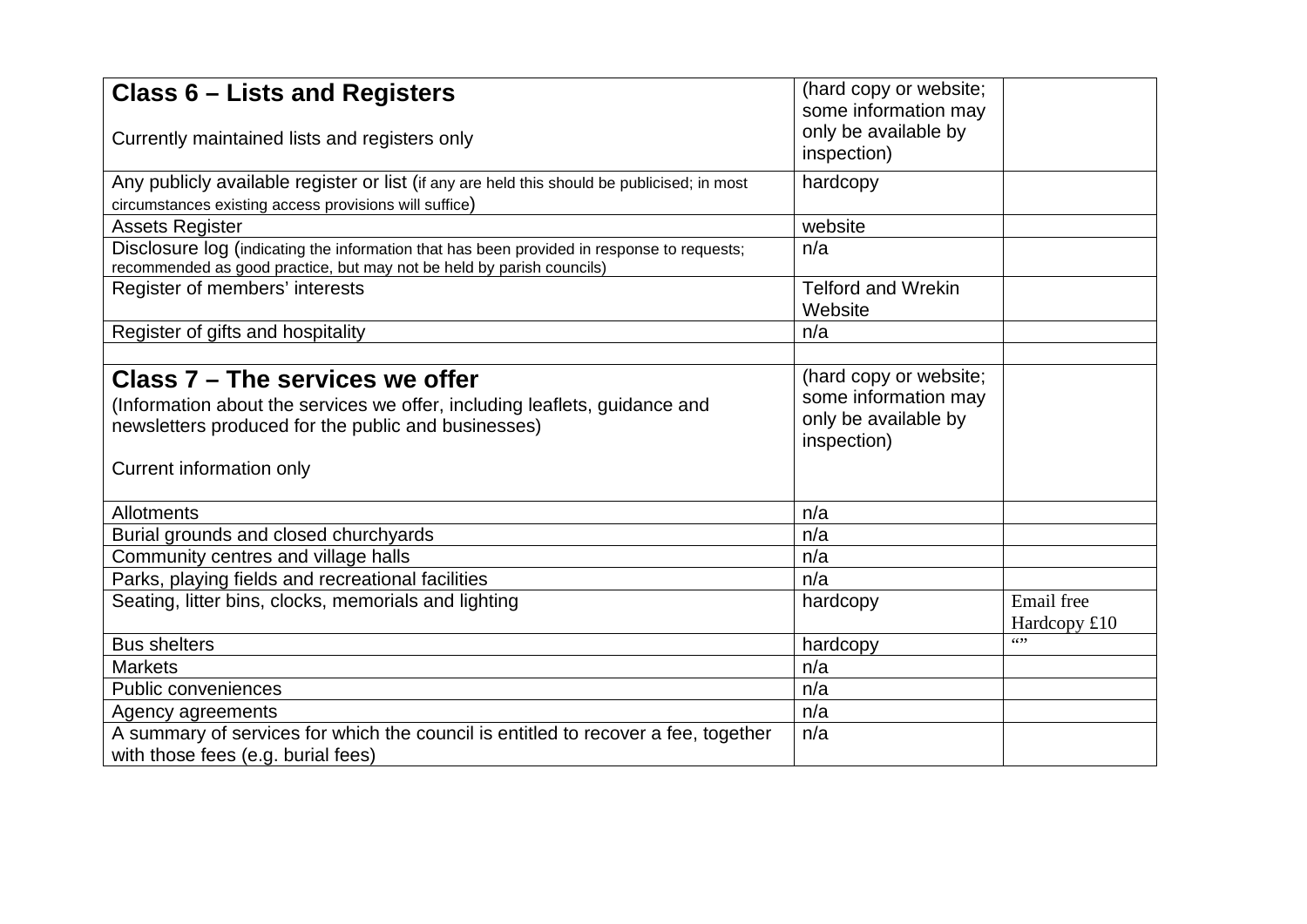| **Class 6 – Lists and Registers**<br><br>Currently maintained lists and registers only | (hard copy or website; some information may only be available by inspection) | |
|---|---|---|
| Any publicly available register or list (if any are held this should be publicised; in most circumstances existing access provisions will suffice) | hardcopy | |
| Assets Register | website | |
| Disclosure log (indicating the information that has been provided in response to requests; recommended as good practice, but may not be held by parish councils) | n/a | |
| Register of members' interests | Telford and Wrekin Website | |
| Register of gifts and hospitality | n/a | |
| | | |
| **Class 7 – The services we offer**<br>(Information about the services we offer, including leaflets, guidance and newsletters produced for the public and businesses)<br><br>Current information only | (hard copy or website; some information may only be available by inspection) | |
| Allotments | n/a | |
| Burial grounds and closed churchyards | n/a | |
| Community centres and village halls | n/a | |
| Parks, playing fields and recreational facilities | n/a | |
| Seating, litter bins, clocks, memorials and lighting | hardcopy | Email free<br>Hardcopy £10 |
| Bus shelters | hardcopy | “” |
| Markets | n/a | |
| Public conveniences | n/a | |
| Agency agreements | n/a | |
| A summary of services for which the council is entitled to recover a fee, together with those fees (e.g. burial fees) | n/a | |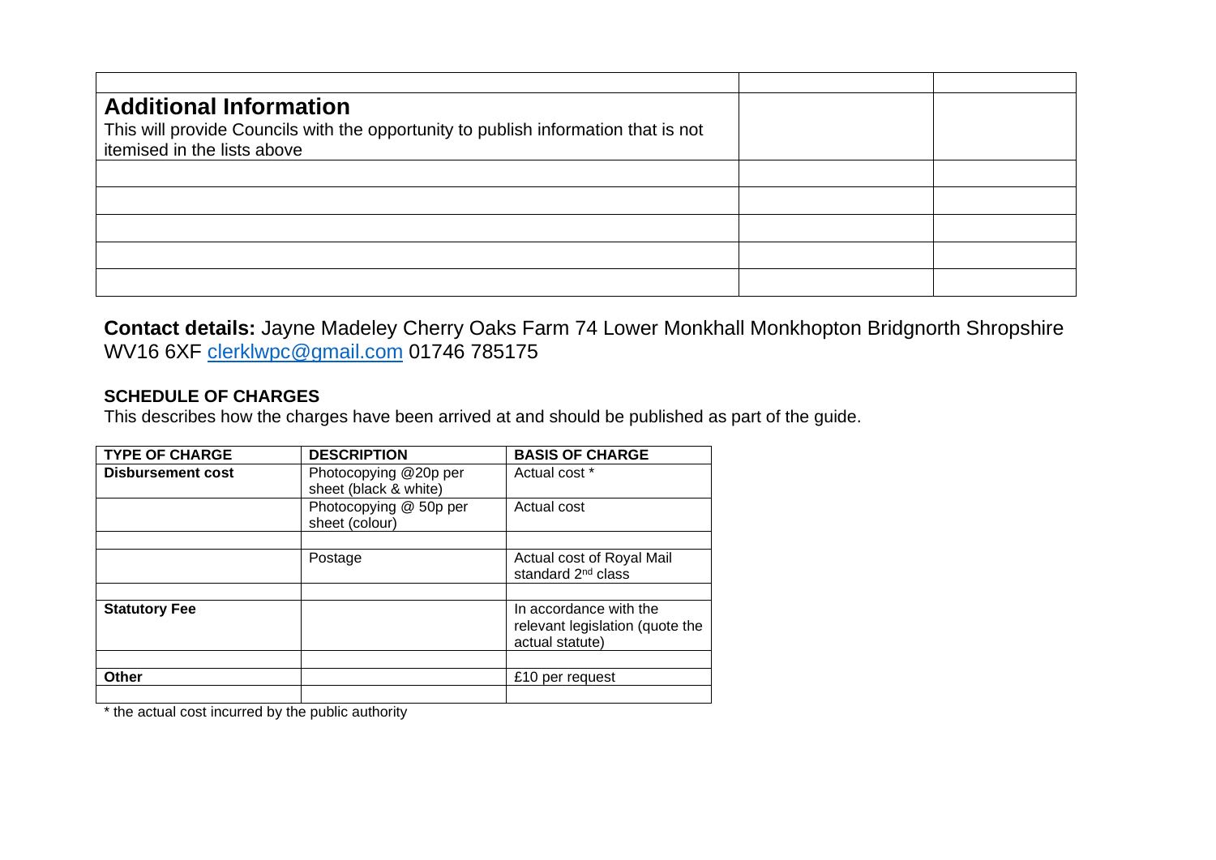| | | |
|---|---|---|
| | | |
| **Additional Information**<br>This will provide Councils with the opportunity to publish information that is not itemised in the lists above | | |
| | | |
| | | |
| | | |
| | | |
| | | |

**Contact details:** Jayne Madeley Cherry Oaks Farm 74 Lower Monkhall Monkhopton Bridgnorth Shropshire WV16 6XF clerklwpc@gmail.com 01746 785175

**SCHEDULE OF CHARGES**

This describes how the charges have been arrived at and should be published as part of the guide.

| TYPE OF CHARGE | DESCRIPTION | BASIS OF CHARGE |
|---|---|---|
| **Disbursement cost** | Photocopying @20p per sheet (black & white) | Actual cost * |
| | Photocopying @ 50p per sheet (colour) | Actual cost |
| | | |
| | Postage | Actual cost of Royal Mail standard 2nd class |
| | | |
| **Statutory Fee** | | In accordance with the relevant legislation (quote the actual statute) |
| | | |
| **Other** | | £10 per request |
| | | |

* the actual cost incurred by the public authority